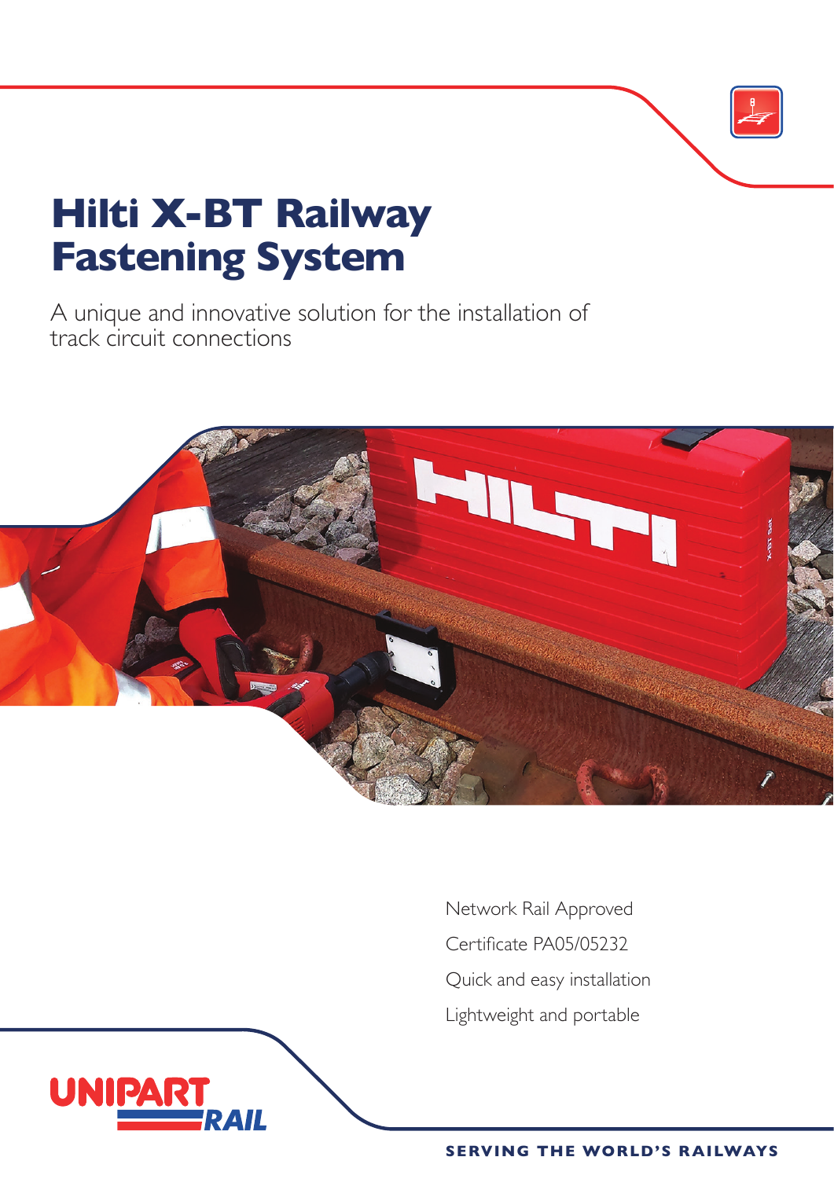# Hilti X-BT Railway Fastening System

A unique and innovative solution for the installation of track circuit connections

Network Rail Approved

Certificate PA05/05232

Quick and easy installation

Lightweight and portable

UNIPART RAIL

SERVING THE WORLD'S RAILWAYS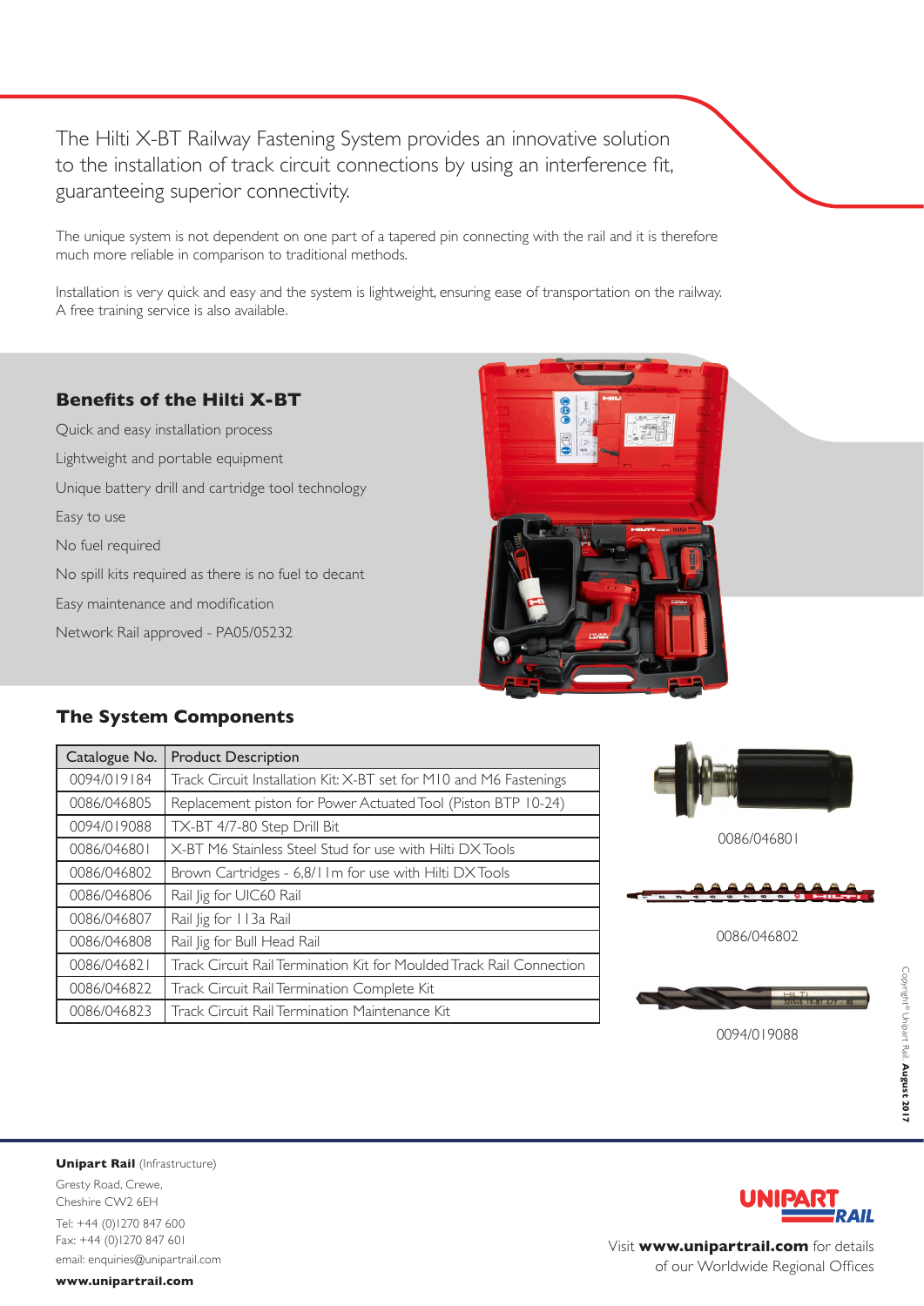The Hilti X-BT Railway Fastening System provides an innovative solution to the installation of track circuit connections by using an interference fit, guaranteeing superior connectivity.

The unique system is not dependent on one part of a tapered pin connecting with the rail and it is therefore much more reliable in comparison to traditional methods.

Installation is very quick and easy and the system is lightweight, ensuring ease of transportation on the railway. A free training service is also available.

## Benefits of the Hilti X-BT

Quick and easy installation process

Lightweight and portable equipment

Unique battery drill and cartridge tool technology

Easy to use

No fuel required

No spill kits required as there is no fuel to decant

Easy maintenance and modification

Network Rail approved - PA05/05232

## The System Components

| Catalogue No. | Product Description |
|---|---|
| 0094/019184 | Track Circuit Installation Kit: X-BT set for M10 and M6 Fastenings |
| 0086/046805 | Replacement piston for Power Actuated Tool (Piston BTP 10-24) |
| 0094/019088 | TX-BT 4/7-80 Step Drill Bit |
| 0086/046801 | X-BT M6 Stainless Steel Stud for use with Hilti DX Tools |
| 0086/046802 | Brown Cartridges - 6,8/11m for use with Hilti DX Tools |
| 0086/046806 | Rail Jig for UIC60 Rail |
| 0086/046807 | Rail Jig for 113a Rail |
| 0086/046808 | Rail Jig for Bull Head Rail |
| 0086/046821 | Track Circuit Rail Termination Kit for Moulded Track Rail Connection |
| 0086/046822 | Track Circuit Rail Termination Complete Kit |
| 0086/046823 | Track Circuit Rail Termination Maintenance Kit |

0086/046801

0086/046802

0094/019088

Copyright© Unipart Rail **August 2017**

**Unipart Rail** (Infrastructure)
Gresty Road, Crewe,
Cheshire CW2 6EH
Tel: +44 (0)1270 847 600
Fax: +44 (0)1270 847 601
email: enquiries@unipartrail.com

**www.unipartrail.com**

Visit **www.unipartrail.com** for details of our Worldwide Regional Offices